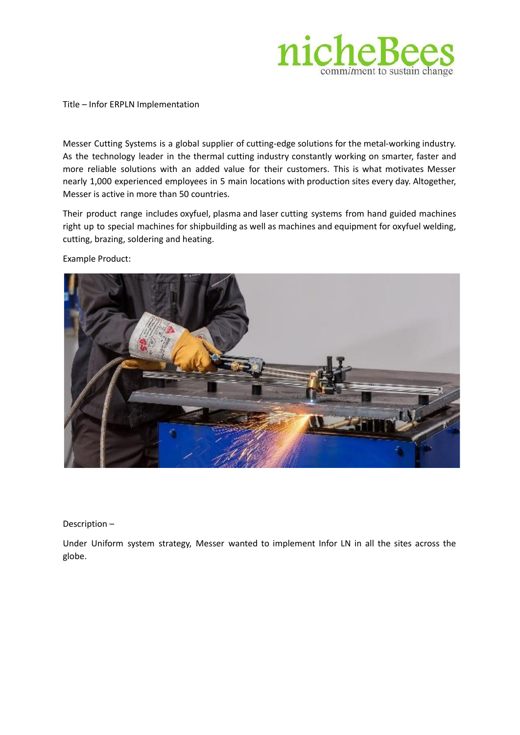Title – Infor ERPLN Implementation

Messer Cutting Systems is a global supplier of cutting-edge solutions for the metal-working industry. As the technology leader in the thermal cutting industry constantly working on smarter, faster and more reliable solutions with an added value for their customers. This is what motivates Messer nearly 1,000 experienced employees in 5 main locations with production sites every day. Altogether, Messer is active in more than 50 countries.

Their product range includes oxyfuel, plasma and laser cutting systems from hand guided machines right up to special machines for shipbuilding as well as machines and equipment for oxyfuel welding, cutting, brazing, soldering and heating.

Example Product:

Description –

Under Uniform system strategy, Messer wanted to implement Infor LN in all the sites across the globe.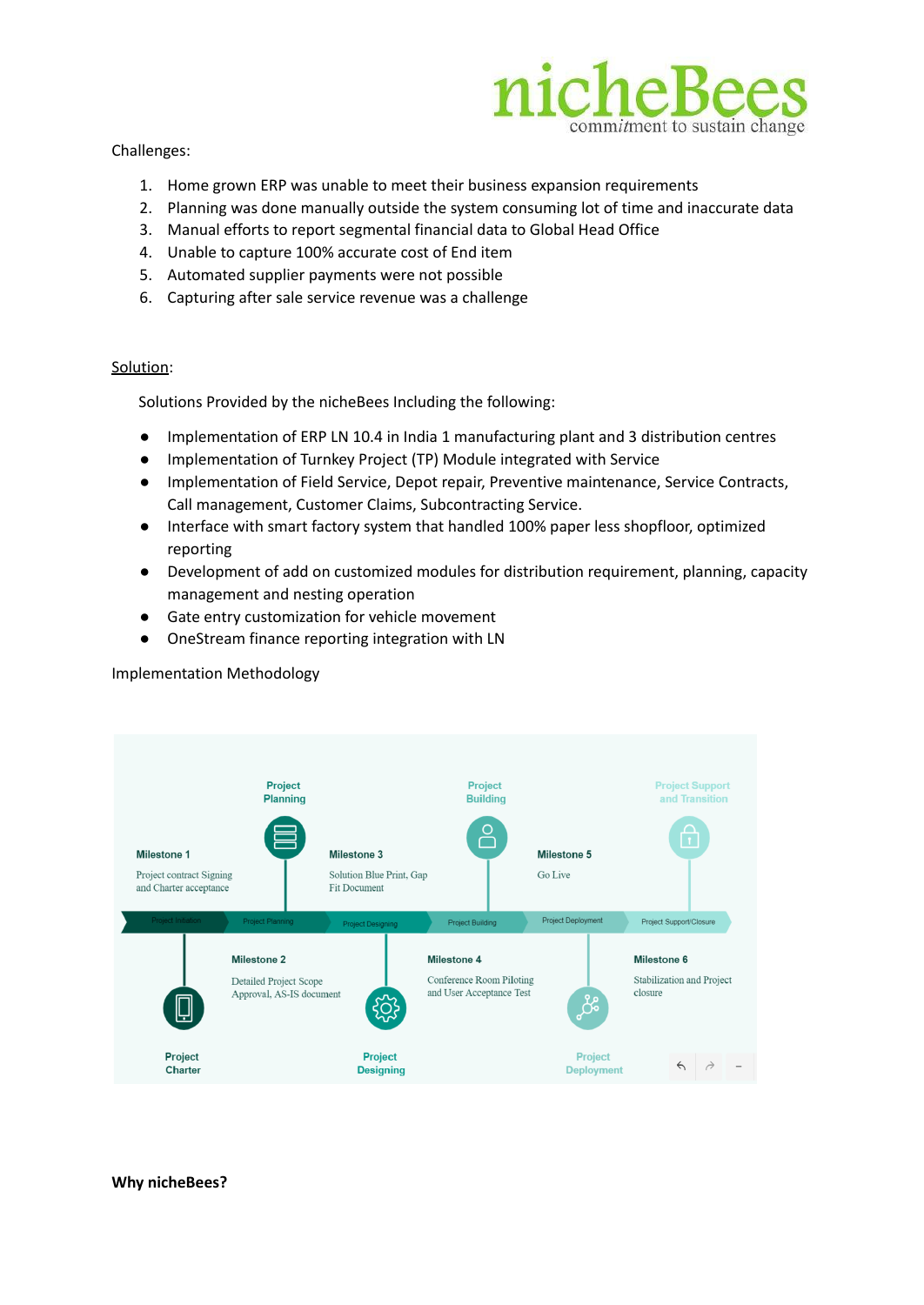Challenges:

1. Home grown ERP was unable to meet their business expansion requirements
2. Planning was done manually outside the system consuming lot of time and inaccurate data
3. Manual efforts to report segmental financial data to Global Head Office
4. Unable to capture 100% accurate cost of End item
5. Automated supplier payments were not possible
6. Capturing after sale service revenue was a challenge

Solution:

Solutions Provided by the nicheBees Including the following:

- Implementation of ERP LN 10.4 in India 1 manufacturing plant and 3 distribution centres
- Implementation of Turnkey Project (TP) Module integrated with Service
- Implementation of Field Service, Depot repair, Preventive maintenance, Service Contracts, Call management, Customer Claims, Subcontracting Service.
- Interface with smart factory system that handled 100% paper less shopfloor, optimized reporting
- Development of add on customized modules for distribution requirement, planning, capacity management and nesting operation
- Gate entry customization for vehicle movement
- OneStream finance reporting integration with LN

Implementation Methodology

Project Charter — Project Planning — Project Designing — Project Building — Project Deployment — Project Support and Transition

Project Initiation → Project Planning → Project Designing → Project Building → Project Deployment → Project Support/Closure

**Milestone 1**
Project contract Signing and Charter acceptance

**Milestone 2**
Detailed Project Scope Approval, AS-IS document

**Milestone 3**
Solution Blue Print, Gap Fit Document

**Milestone 4**
Conference Room Piloting and User Acceptance Test

**Milestone 5**
Go Live

**Milestone 6**
Stabilization and Project closure

**Why nicheBees?**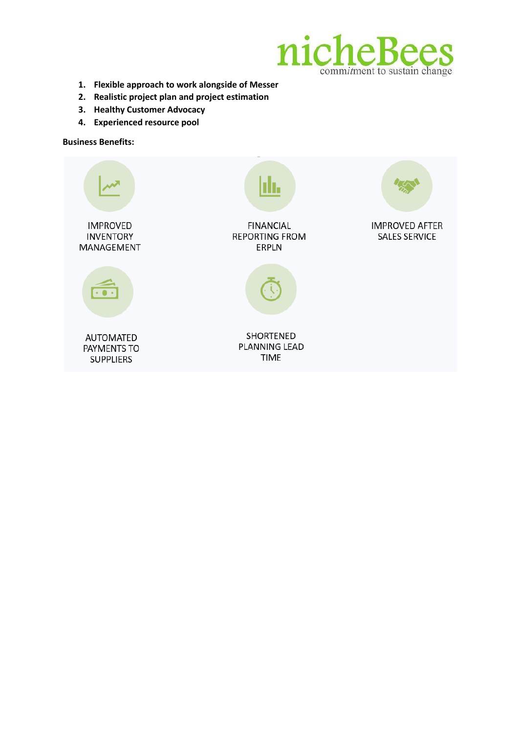1. **Flexible approach to work alongside of Messer**
2. **Realistic project plan and project estimation**
3. **Healthy Customer Advocacy**
4. **Experienced resource pool**

**Business Benefits:**

IMPROVED INVENTORY MANAGEMENT

FINANCIAL REPORTING FROM ERPLN

IMPROVED AFTER SALES SERVICE

AUTOMATED PAYMENTS TO SUPPLIERS

SHORTENED PLANNING LEAD TIME